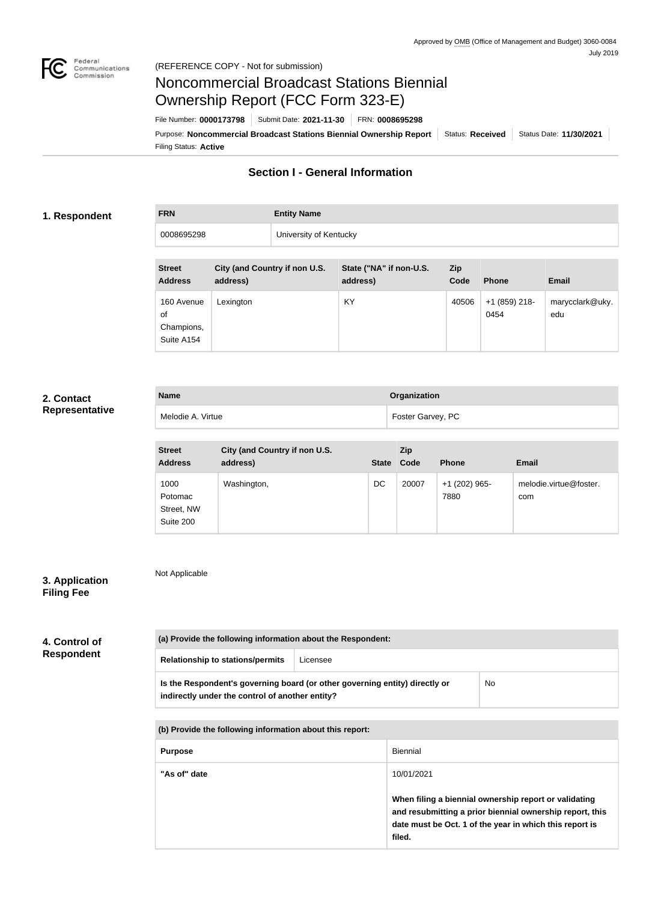Approved by OMB (Office of Management and Budget) 3060-0084
July 2019

(REFERENCE COPY - Not for submission)

# Noncommercial Broadcast Stations Biennial Ownership Report (FCC Form 323-E)

File Number: **0000173798** | Submit Date: **2021-11-30** | FRN: **0008695298**

Purpose: **Noncommercial Broadcast Stations Biennial Ownership Report** | Status: **Received** | Status Date: **11/30/2021**

Filing Status: **Active**

## Section I - General Information

### 1. Respondent

| FRN | Entity Name |
| --- | --- |
| 0008695298 | University of Kentucky |

| Street Address | City (and Country if non U.S. address) | State ("NA" if non-U.S. address) | Zip Code | Phone | Email |
| --- | --- | --- | --- | --- | --- |
| 160 Avenue of Champions, Suite A154 | Lexington | KY | 40506 | +1 (859) 218-0454 | marycclark@uky.edu |

### 2. Contact Representative

| Name | Organization |
| --- | --- |
| Melodie A. Virtue | Foster Garvey, PC |

| Street Address | City (and Country if non U.S. address) | State | Zip Code | Phone | Email |
| --- | --- | --- | --- | --- | --- |
| 1000 Potomac Street, NW Suite 200 | Washington, | DC | 20007 | +1 (202) 965-7880 | melodie.virtue@foster.com |

### 3. Application Filing Fee

Not Applicable

### 4. Control of Respondent

| (a) Provide the following information about the Respondent: | |
| --- | --- |
| Relationship to stations/permits | Licensee |
| Is the Respondent's governing board (or other governing entity) directly or indirectly under the control of another entity? | No |

| (b) Provide the following information about this report: | |
| --- | --- |
| Purpose | Biennial |
| "As of" date | 10/01/2021<br><br>**When filing a biennial ownership report or validating and resubmitting a prior biennial ownership report, this date must be Oct. 1 of the year in which this report is filed.** |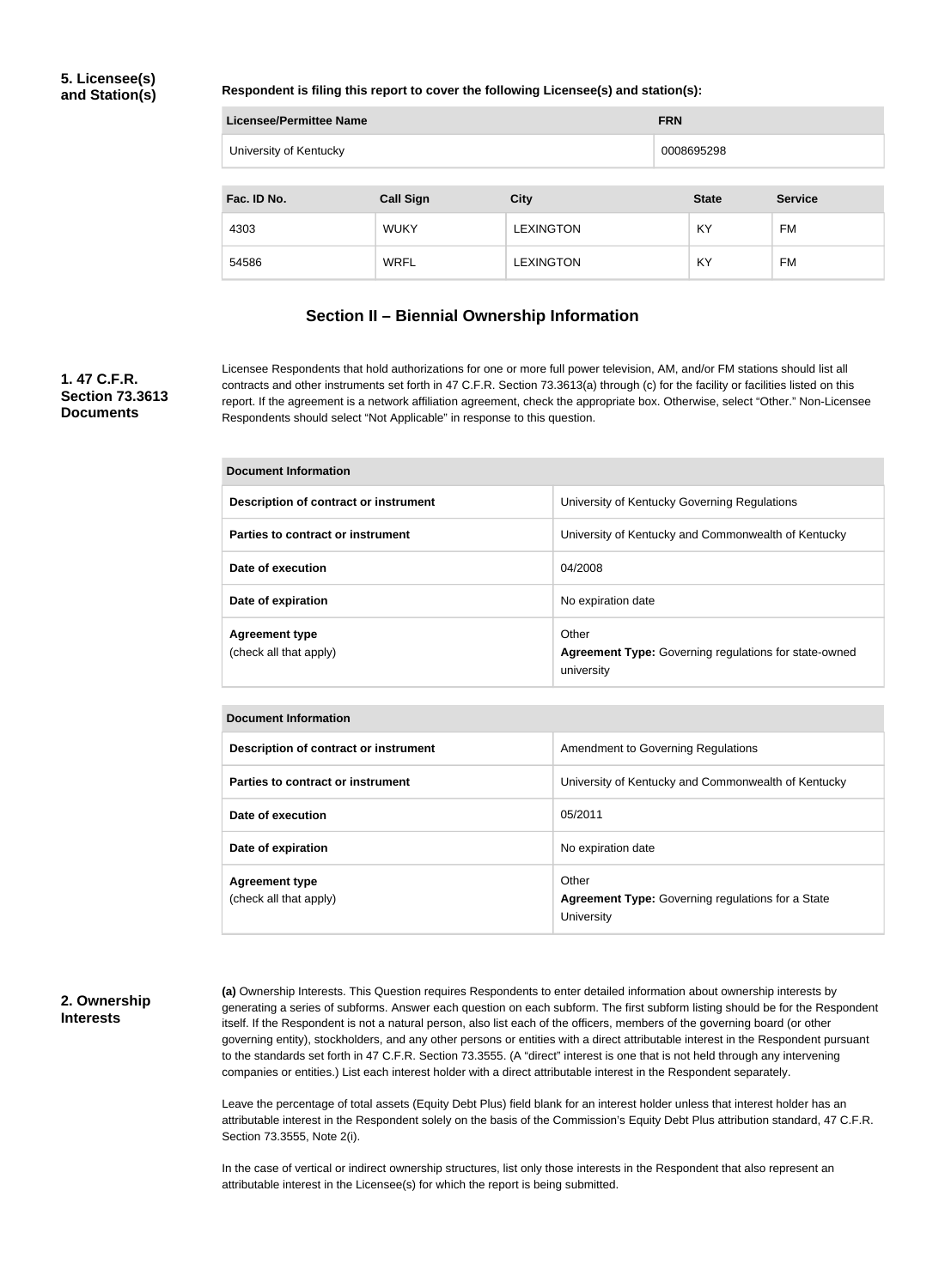**5. Licensee(s) and Station(s)**

**Respondent is filing this report to cover the following Licensee(s) and station(s):**

| Licensee/Permittee Name | FRN |
| --- | --- |
| University of Kentucky | 0008695298 |

| Fac. ID No. | Call Sign | City | State | Service |
| --- | --- | --- | --- | --- |
| 4303 | WUKY | LEXINGTON | KY | FM |
| 54586 | WRFL | LEXINGTON | KY | FM |

## Section II – Biennial Ownership Information

**1. 47 C.F.R. Section 73.3613 Documents**

Licensee Respondents that hold authorizations for one or more full power television, AM, and/or FM stations should list all contracts and other instruments set forth in 47 C.F.R. Section 73.3613(a) through (c) for the facility or facilities listed on this report. If the agreement is a network affiliation agreement, check the appropriate box. Otherwise, select "Other." Non-Licensee Respondents should select "Not Applicable" in response to this question.

| Document Information | |
| --- | --- |
| **Description of contract or instrument** | University of Kentucky Governing Regulations |
| **Parties to contract or instrument** | University of Kentucky and Commonwealth of Kentucky |
| **Date of execution** | 04/2008 |
| **Date of expiration** | No expiration date |
| **Agreement type** (check all that apply) | Other **Agreement Type:** Governing regulations for state-owned university |

| Document Information | |
| --- | --- |
| **Description of contract or instrument** | Amendment to Governing Regulations |
| **Parties to contract or instrument** | University of Kentucky and Commonwealth of Kentucky |
| **Date of execution** | 05/2011 |
| **Date of expiration** | No expiration date |
| **Agreement type** (check all that apply) | Other **Agreement Type:** Governing regulations for a State University |

**2. Ownership Interests**

**(a)** Ownership Interests. This Question requires Respondents to enter detailed information about ownership interests by generating a series of subforms. Answer each question on each subform. The first subform listing should be for the Respondent itself. If the Respondent is not a natural person, also list each of the officers, members of the governing board (or other governing entity), stockholders, and any other persons or entities with a direct attributable interest in the Respondent pursuant to the standards set forth in 47 C.F.R. Section 73.3555. (A "direct" interest is one that is not held through any intervening companies or entities.) List each interest holder with a direct attributable interest in the Respondent separately.

Leave the percentage of total assets (Equity Debt Plus) field blank for an interest holder unless that interest holder has an attributable interest in the Respondent solely on the basis of the Commission's Equity Debt Plus attribution standard, 47 C.F.R. Section 73.3555, Note 2(i).

In the case of vertical or indirect ownership structures, list only those interests in the Respondent that also represent an attributable interest in the Licensee(s) for which the report is being submitted.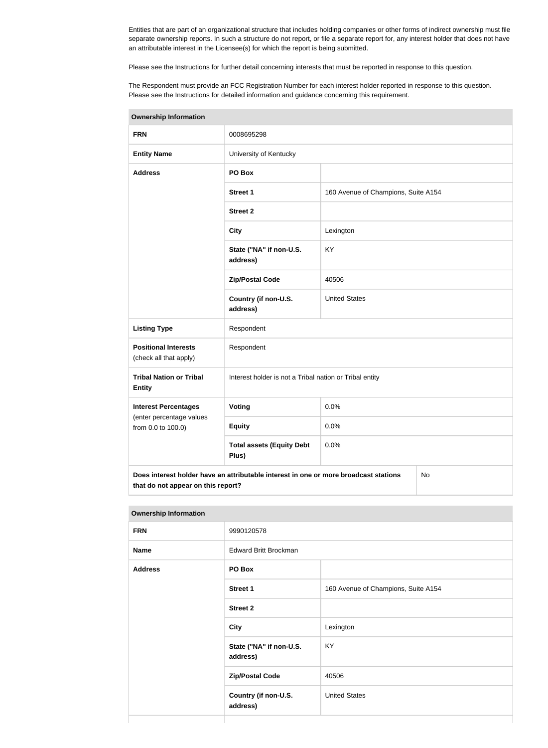Entities that are part of an organizational structure that includes holding companies or other forms of indirect ownership must file separate ownership reports. In such a structure do not report, or file a separate report for, any interest holder that does not have an attributable interest in the Licensee(s) for which the report is being submitted.

Please see the Instructions for further detail concerning interests that must be reported in response to this question.

The Respondent must provide an FCC Registration Number for each interest holder reported in response to this question. Please see the Instructions for detailed information and guidance concerning this requirement.

| **Ownership Information** | | |
|---|---|---|
| **FRN** | 0008695298 | |
| **Entity Name** | University of Kentucky | |
| **Address** | **PO Box** | |
| | **Street 1** | 160 Avenue of Champions, Suite A154 |
| | **Street 2** | |
| | **City** | Lexington |
| | **State ("NA" if non-U.S. address)** | KY |
| | **Zip/Postal Code** | 40506 |
| | **Country (if non-U.S. address)** | United States |
| **Listing Type** | Respondent | |
| **Positional Interests** (check all that apply) | Respondent | |
| **Tribal Nation or Tribal Entity** | Interest holder is not a Tribal nation or Tribal entity | |
| **Interest Percentages** (enter percentage values from 0.0 to 100.0) | **Voting** | 0.0% |
| | **Equity** | 0.0% |
| | **Total assets (Equity Debt Plus)** | 0.0% |
| **Does interest holder have an attributable interest in one or more broadcast stations that do not appear on this report?** | | No |

| **Ownership Information** | | |
|---|---|---|
| **FRN** | 9990120578 | |
| **Name** | Edward Britt Brockman | |
| **Address** | **PO Box** | |
| | **Street 1** | 160 Avenue of Champions, Suite A154 |
| | **Street 2** | |
| | **City** | Lexington |
| | **State ("NA" if non-U.S. address)** | KY |
| | **Zip/Postal Code** | 40506 |
| | **Country (if non-U.S. address)** | United States |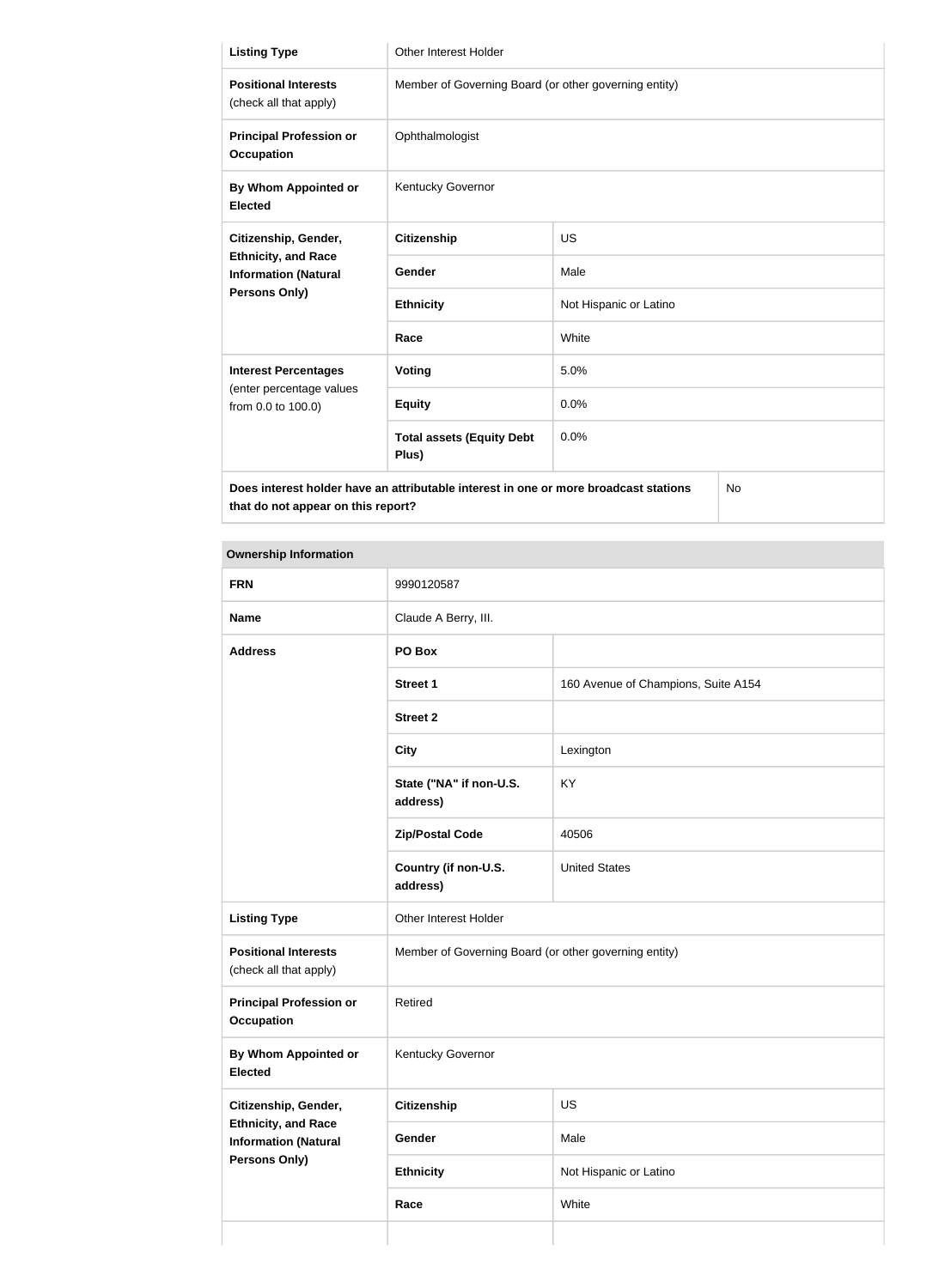| | | |
|---|---|---|
| **Listing Type** | Other Interest Holder | |
| **Positional Interests** (check all that apply) | Member of Governing Board (or other governing entity) | |
| **Principal Profession or Occupation** | Ophthalmologist | |
| **By Whom Appointed or Elected** | Kentucky Governor | |
| **Citizenship, Gender, Ethnicity, and Race Information (Natural Persons Only)** | **Citizenship** | US |
| | **Gender** | Male |
| | **Ethnicity** | Not Hispanic or Latino |
| | **Race** | White |
| **Interest Percentages** (enter percentage values from 0.0 to 100.0) | **Voting** | 5.0% |
| | **Equity** | 0.0% |
| | **Total assets (Equity Debt Plus)** | 0.0% |
| **Does interest holder have an attributable interest in one or more broadcast stations that do not appear on this report?** | | No |

| **Ownership Information** | | |
|---|---|---|
| **FRN** | 9990120587 | |
| **Name** | Claude A Berry, III. | |
| **Address** | **PO Box** | |
| | **Street 1** | 160 Avenue of Champions, Suite A154 |
| | **Street 2** | |
| | **City** | Lexington |
| | **State ("NA" if non-U.S. address)** | KY |
| | **Zip/Postal Code** | 40506 |
| | **Country (if non-U.S. address)** | United States |
| **Listing Type** | Other Interest Holder | |
| **Positional Interests** (check all that apply) | Member of Governing Board (or other governing entity) | |
| **Principal Profession or Occupation** | Retired | |
| **By Whom Appointed or Elected** | Kentucky Governor | |
| **Citizenship, Gender, Ethnicity, and Race Information (Natural Persons Only)** | **Citizenship** | US |
| | **Gender** | Male |
| | **Ethnicity** | Not Hispanic or Latino |
| | **Race** | White |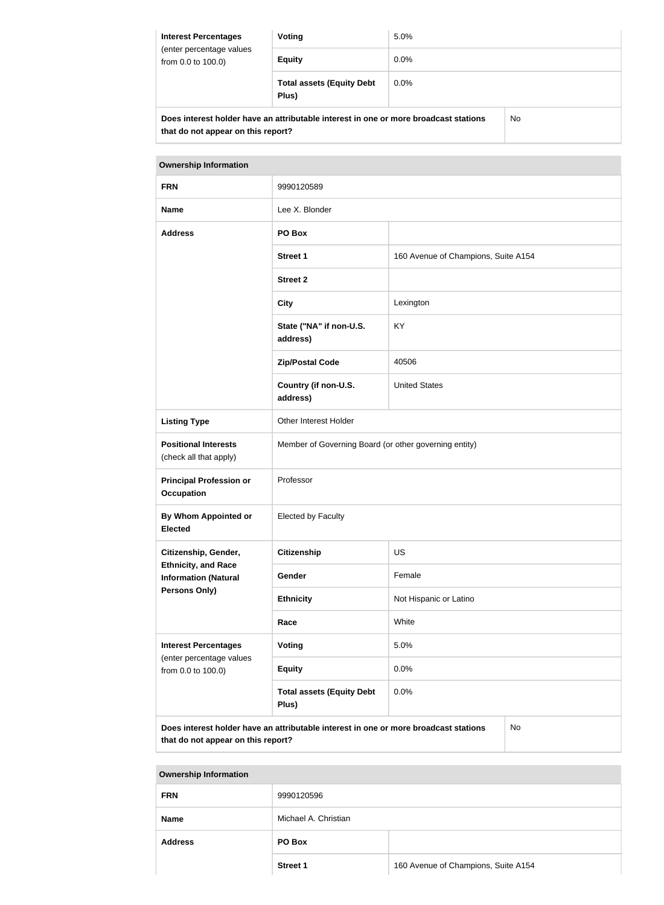| Interest Percentages (enter percentage values from 0.0 to 100.0) | Voting | 5.0% |
|---|---|---|
| | Equity | 0.0% |
| | Total assets (Equity Debt Plus) | 0.0% |

| Does interest holder have an attributable interest in one or more broadcast stations that do not appear on this report? | No |
|---|---|

| Ownership Information | | |
|---|---|---|
| FRN | 9990120589 | |
| Name | Lee X. Blonder | |
| Address | PO Box | |
| | Street 1 | 160 Avenue of Champions, Suite A154 |
| | Street 2 | |
| | City | Lexington |
| | State ("NA" if non-U.S. address) | KY |
| | Zip/Postal Code | 40506 |
| | Country (if non-U.S. address) | United States |
| Listing Type | Other Interest Holder | |
| Positional Interests (check all that apply) | Member of Governing Board (or other governing entity) | |
| Principal Profession or Occupation | Professor | |
| By Whom Appointed or Elected | Elected by Faculty | |
| Citizenship, Gender, Ethnicity, and Race Information (Natural Persons Only) | Citizenship | US |
| | Gender | Female |
| | Ethnicity | Not Hispanic or Latino |
| | Race | White |
| Interest Percentages (enter percentage values from 0.0 to 100.0) | Voting | 5.0% |
| | Equity | 0.0% |
| | Total assets (Equity Debt Plus) | 0.0% |

| Does interest holder have an attributable interest in one or more broadcast stations that do not appear on this report? | No |
|---|---|

| Ownership Information | | |
|---|---|---|
| FRN | 9990120596 | |
| Name | Michael A. Christian | |
| Address | PO Box | |
| | Street 1 | 160 Avenue of Champions, Suite A154 |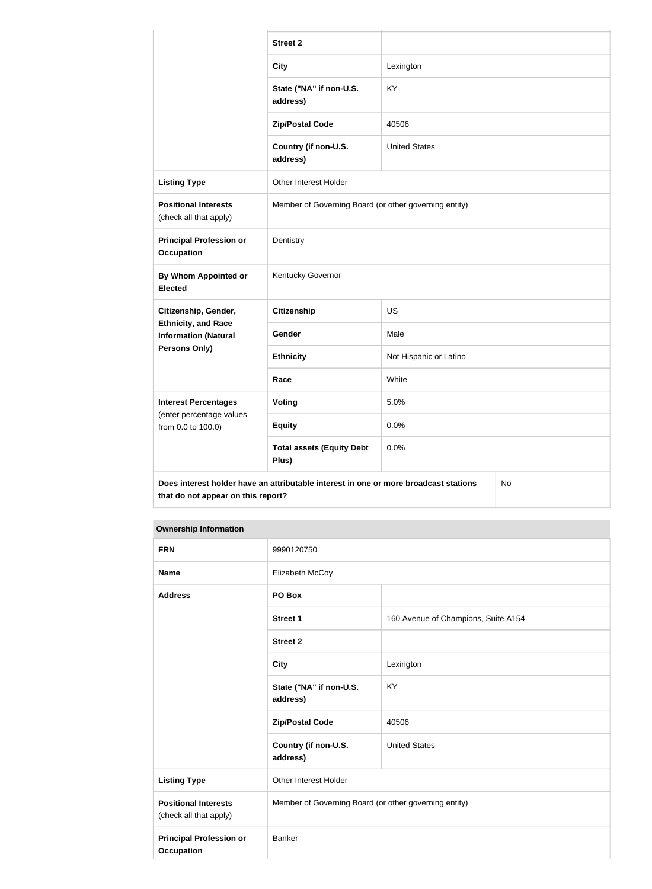| | | |
|---|---|---|
| | **Street 2** | |
| | **City** | Lexington |
| | **State ("NA" if non-U.S. address)** | KY |
| | **Zip/Postal Code** | 40506 |
| | **Country (if non-U.S. address)** | United States |
| **Listing Type** | Other Interest Holder | |
| **Positional Interests** (check all that apply) | Member of Governing Board (or other governing entity) | |
| **Principal Profession or Occupation** | Dentistry | |
| **By Whom Appointed or Elected** | Kentucky Governor | |
| **Citizenship, Gender, Ethnicity, and Race Information (Natural Persons Only)** | **Citizenship** | US |
| | **Gender** | Male |
| | **Ethnicity** | Not Hispanic or Latino |
| | **Race** | White |
| **Interest Percentages** (enter percentage values from 0.0 to 100.0) | **Voting** | 5.0% |
| | **Equity** | 0.0% |
| | **Total assets (Equity Debt Plus)** | 0.0% |
| **Does interest holder have an attributable interest in one or more broadcast stations that do not appear on this report?** | | No |

| **Ownership Information** | | |
|---|---|---|
| **FRN** | 9990120750 | |
| **Name** | Elizabeth McCoy | |
| **Address** | **PO Box** | |
| | **Street 1** | 160 Avenue of Champions, Suite A154 |
| | **Street 2** | |
| | **City** | Lexington |
| | **State ("NA" if non-U.S. address)** | KY |
| | **Zip/Postal Code** | 40506 |
| | **Country (if non-U.S. address)** | United States |
| **Listing Type** | Other Interest Holder | |
| **Positional Interests** (check all that apply) | Member of Governing Board (or other governing entity) | |
| **Principal Profession or Occupation** | Banker | |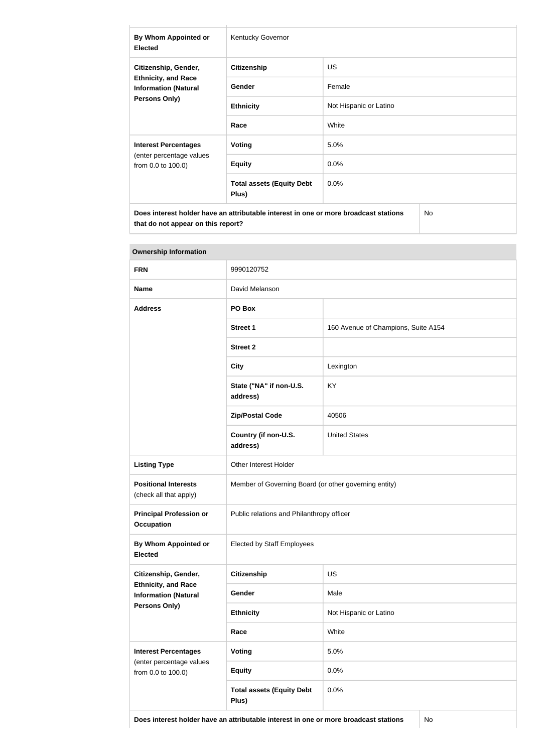| By Whom Appointed or Elected | Kentucky Governor | |
|---|---|---|
| Citizenship, Gender, Ethnicity, and Race Information (Natural Persons Only) | Citizenship | US |
| | Gender | Female |
| | Ethnicity | Not Hispanic or Latino |
| | Race | White |
| Interest Percentages (enter percentage values from 0.0 to 100.0) | Voting | 5.0% |
| | Equity | 0.0% |
| | Total assets (Equity Debt Plus) | 0.0% |
| Does interest holder have an attributable interest in one or more broadcast stations that do not appear on this report? | | No |

| Ownership Information | | |
|---|---|---|
| FRN | 9990120752 | |
| Name | David Melanson | |
| Address | PO Box | |
| | Street 1 | 160 Avenue of Champions, Suite A154 |
| | Street 2 | |
| | City | Lexington |
| | State ("NA" if non-U.S. address) | KY |
| | Zip/Postal Code | 40506 |
| | Country (if non-U.S. address) | United States |
| Listing Type | Other Interest Holder | |
| Positional Interests (check all that apply) | Member of Governing Board (or other governing entity) | |
| Principal Profession or Occupation | Public relations and Philanthropy officer | |
| By Whom Appointed or Elected | Elected by Staff Employees | |
| Citizenship, Gender, Ethnicity, and Race Information (Natural Persons Only) | Citizenship | US |
| | Gender | Male |
| | Ethnicity | Not Hispanic or Latino |
| | Race | White |
| Interest Percentages (enter percentage values from 0.0 to 100.0) | Voting | 5.0% |
| | Equity | 0.0% |
| | Total assets (Equity Debt Plus) | 0.0% |
| Does interest holder have an attributable interest in one or more broadcast stations | | No |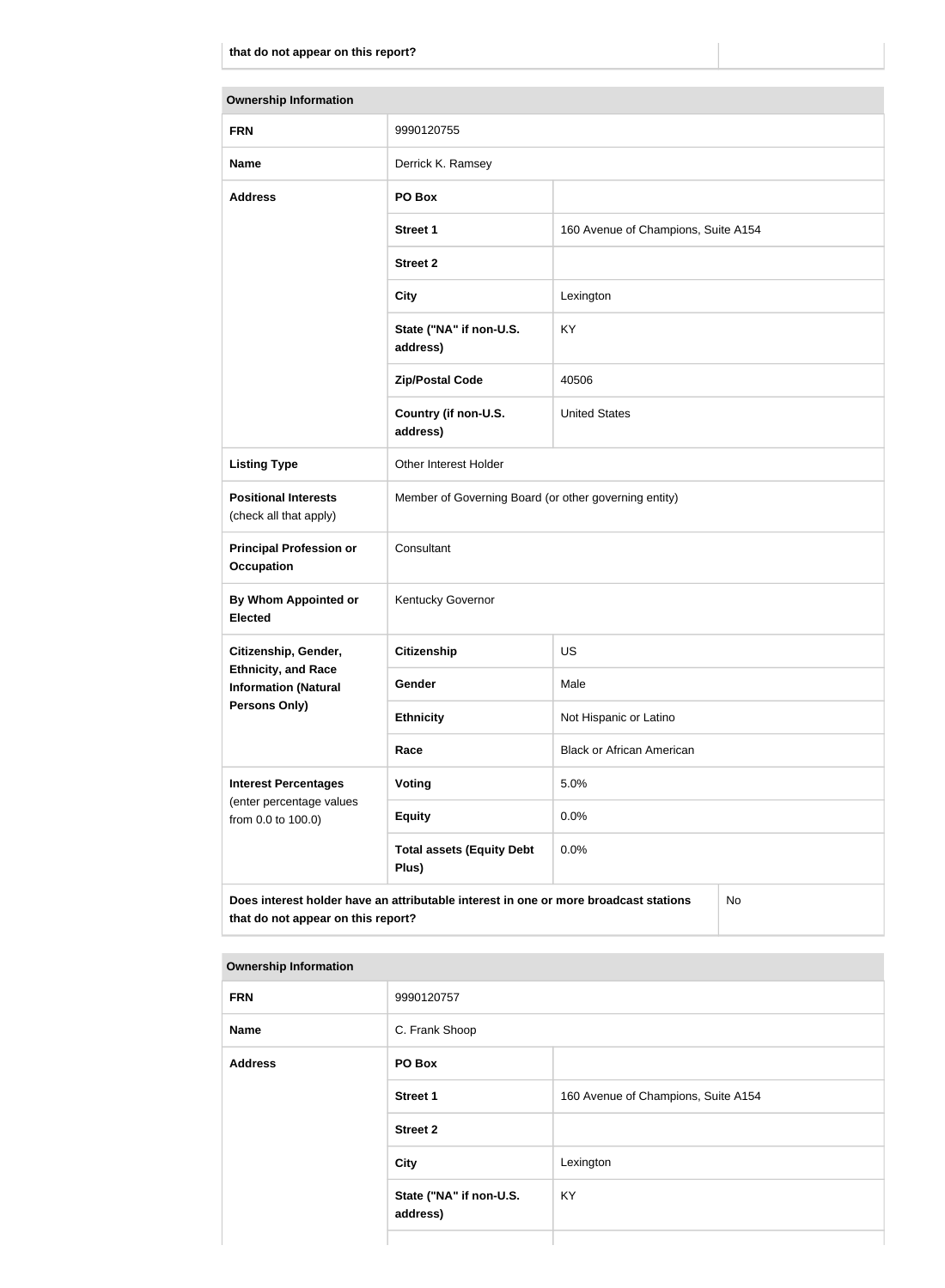| that do not appear on this report? | |
|---|---|

| Ownership Information | | |
|---|---|---|
| **FRN** | 9990120755 | |
| **Name** | Derrick K. Ramsey | |
| **Address** | **PO Box** | |
| | **Street 1** | 160 Avenue of Champions, Suite A154 |
| | **Street 2** | |
| | **City** | Lexington |
| | **State ("NA" if non-U.S. address)** | KY |
| | **Zip/Postal Code** | 40506 |
| | **Country (if non-U.S. address)** | United States |
| **Listing Type** | Other Interest Holder | |
| **Positional Interests** (check all that apply) | Member of Governing Board (or other governing entity) | |
| **Principal Profession or Occupation** | Consultant | |
| **By Whom Appointed or Elected** | Kentucky Governor | |
| **Citizenship, Gender, Ethnicity, and Race Information (Natural Persons Only)** | **Citizenship** | US |
| | **Gender** | Male |
| | **Ethnicity** | Not Hispanic or Latino |
| | **Race** | Black or African American |
| **Interest Percentages** (enter percentage values from 0.0 to 100.0) | **Voting** | 5.0% |
| | **Equity** | 0.0% |
| | **Total assets (Equity Debt Plus)** | 0.0% |
| **Does interest holder have an attributable interest in one or more broadcast stations that do not appear on this report?** | | No |

| Ownership Information | | |
|---|---|---|
| **FRN** | 9990120757 | |
| **Name** | C. Frank Shoop | |
| **Address** | **PO Box** | |
| | **Street 1** | 160 Avenue of Champions, Suite A154 |
| | **Street 2** | |
| | **City** | Lexington |
| | **State ("NA" if non-U.S. address)** | KY |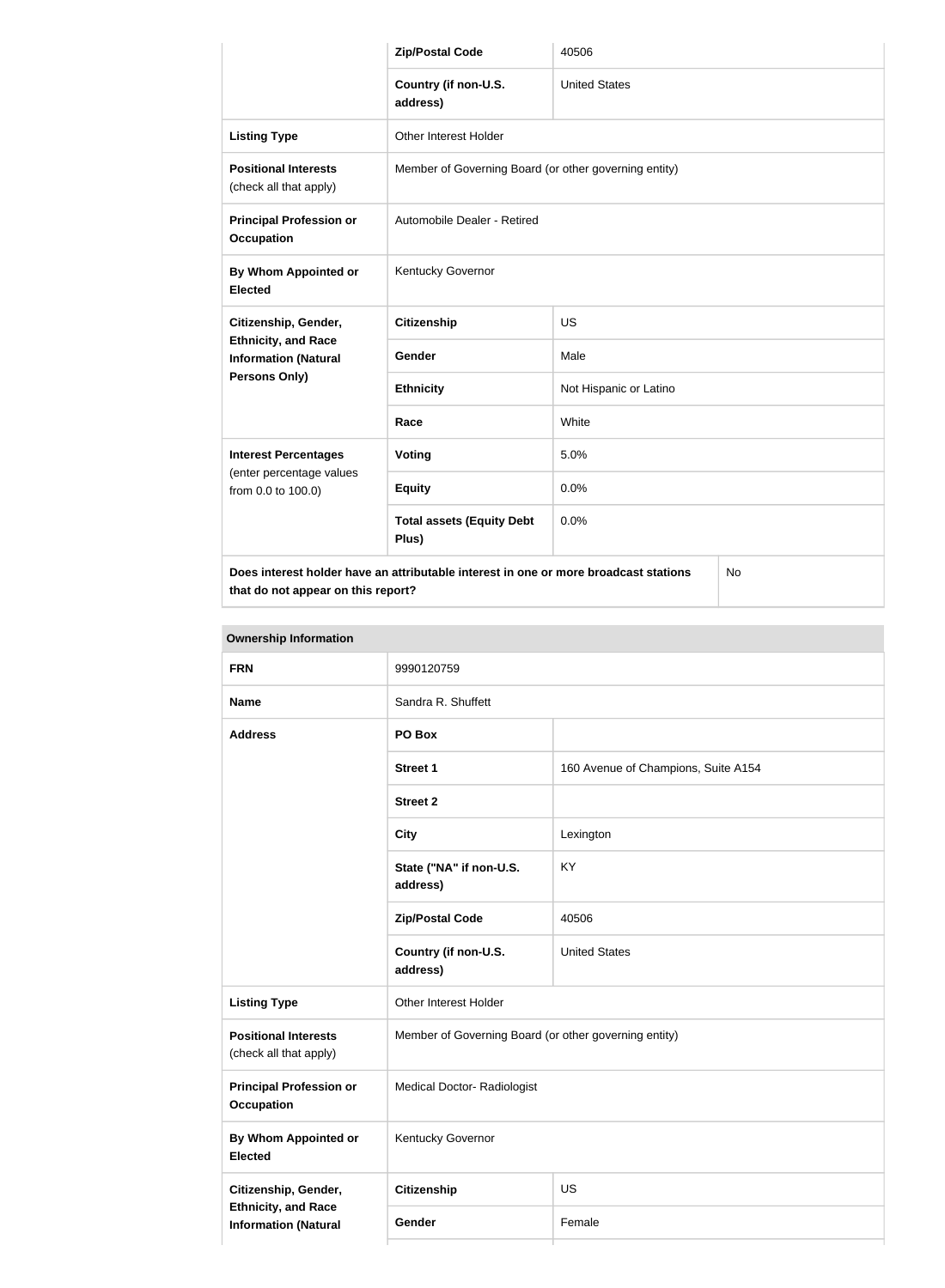| | | |
|---|---|---|
| | **Zip/Postal Code** | 40506 |
| | **Country (if non-U.S. address)** | United States |
| **Listing Type** | Other Interest Holder | |
| **Positional Interests** (check all that apply) | Member of Governing Board (or other governing entity) | |
| **Principal Profession or Occupation** | Automobile Dealer - Retired | |
| **By Whom Appointed or Elected** | Kentucky Governor | |
| **Citizenship, Gender, Ethnicity, and Race Information (Natural Persons Only)** | **Citizenship** | US |
| | **Gender** | Male |
| | **Ethnicity** | Not Hispanic or Latino |
| | **Race** | White |
| **Interest Percentages** (enter percentage values from 0.0 to 100.0) | **Voting** | 5.0% |
| | **Equity** | 0.0% |
| | **Total assets (Equity Debt Plus)** | 0.0% |
| **Does interest holder have an attributable interest in one or more broadcast stations that do not appear on this report?** | | No |

**Ownership Information**

| | | |
|---|---|---|
| **FRN** | 9990120759 | |
| **Name** | Sandra R. Shuffett | |
| **Address** | **PO Box** | |
| | **Street 1** | 160 Avenue of Champions, Suite A154 |
| | **Street 2** | |
| | **City** | Lexington |
| | **State ("NA" if non-U.S. address)** | KY |
| | **Zip/Postal Code** | 40506 |
| | **Country (if non-U.S. address)** | United States |
| **Listing Type** | Other Interest Holder | |
| **Positional Interests** (check all that apply) | Member of Governing Board (or other governing entity) | |
| **Principal Profession or Occupation** | Medical Doctor- Radiologist | |
| **By Whom Appointed or Elected** | Kentucky Governor | |
| **Citizenship, Gender, Ethnicity, and Race Information (Natural** | **Citizenship** | US |
| | **Gender** | Female |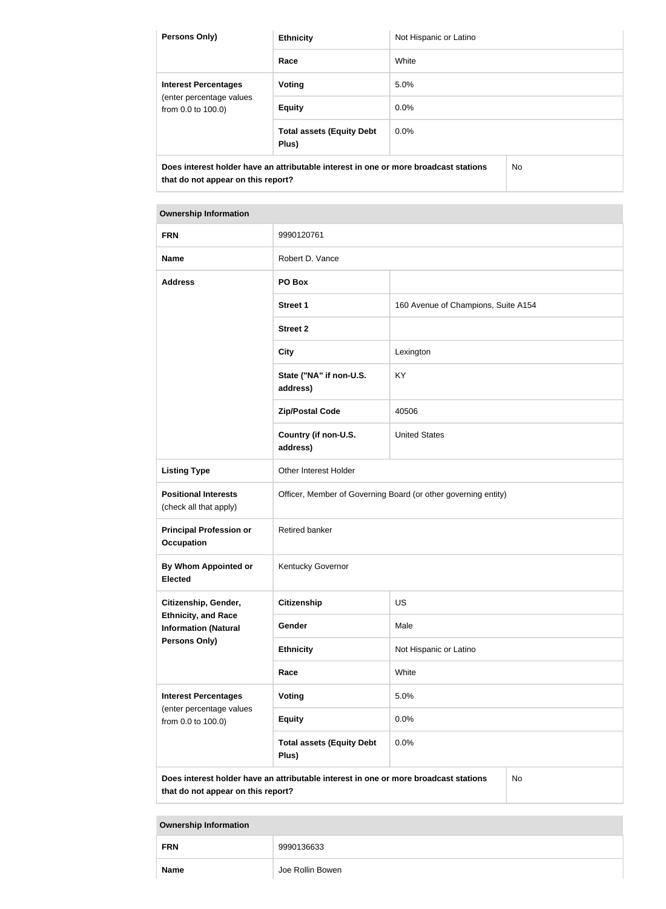| Persons Only) | Ethnicity | Not Hispanic or Latino |
|---|---|---|
| | Race | White |
| **Interest Percentages** (enter percentage values from 0.0 to 100.0) | **Voting** | 5.0% |
| | **Equity** | 0.0% |
| | **Total assets (Equity Debt Plus)** | 0.0% |
| **Does interest holder have an attributable interest in one or more broadcast stations that do not appear on this report?** | | No |

| Ownership Information | | |
|---|---|---|
| **FRN** | 9990120761 | |
| **Name** | Robert D. Vance | |
| **Address** | **PO Box** | |
| | **Street 1** | 160 Avenue of Champions, Suite A154 |
| | **Street 2** | |
| | **City** | Lexington |
| | **State ("NA" if non-U.S. address)** | KY |
| | **Zip/Postal Code** | 40506 |
| | **Country (if non-U.S. address)** | United States |
| **Listing Type** | Other Interest Holder | |
| **Positional Interests** (check all that apply) | Officer, Member of Governing Board (or other governing entity) | |
| **Principal Profession or Occupation** | Retired banker | |
| **By Whom Appointed or Elected** | Kentucky Governor | |
| **Citizenship, Gender, Ethnicity, and Race Information (Natural Persons Only)** | **Citizenship** | US |
| | **Gender** | Male |
| | **Ethnicity** | Not Hispanic or Latino |
| | **Race** | White |
| **Interest Percentages** (enter percentage values from 0.0 to 100.0) | **Voting** | 5.0% |
| | **Equity** | 0.0% |
| | **Total assets (Equity Debt Plus)** | 0.0% |
| **Does interest holder have an attributable interest in one or more broadcast stations that do not appear on this report?** | | No |

| Ownership Information | |
|---|---|
| **FRN** | 9990136633 |
| **Name** | Joe Rollin Bowen |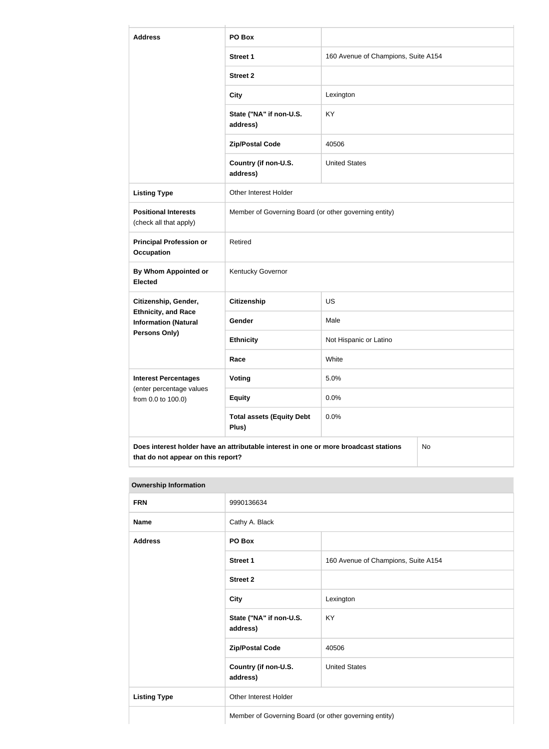| Address | PO Box | |
|---|---|---|
| | Street 1 | 160 Avenue of Champions, Suite A154 |
| | Street 2 | |
| | City | Lexington |
| | State ("NA" if non-U.S. address) | KY |
| | Zip/Postal Code | 40506 |
| | Country (if non-U.S. address) | United States |
| Listing Type | Other Interest Holder | |
| Positional Interests (check all that apply) | Member of Governing Board (or other governing entity) | |
| Principal Profession or Occupation | Retired | |
| By Whom Appointed or Elected | Kentucky Governor | |
| Citizenship, Gender, Ethnicity, and Race Information (Natural Persons Only) | Citizenship | US |
| | Gender | Male |
| | Ethnicity | Not Hispanic or Latino |
| | Race | White |
| Interest Percentages (enter percentage values from 0.0 to 100.0) | Voting | 5.0% |
| | Equity | 0.0% |
| | Total assets (Equity Debt Plus) | 0.0% |
| Does interest holder have an attributable interest in one or more broadcast stations that do not appear on this report? | | No |

| Ownership Information | | |
|---|---|---|
| FRN | 9990136634 | |
| Name | Cathy A. Black | |
| Address | PO Box | |
| | Street 1 | 160 Avenue of Champions, Suite A154 |
| | Street 2 | |
| | City | Lexington |
| | State ("NA" if non-U.S. address) | KY |
| | Zip/Postal Code | 40506 |
| | Country (if non-U.S. address) | United States |
| Listing Type | Other Interest Holder | |
| | Member of Governing Board (or other governing entity) | |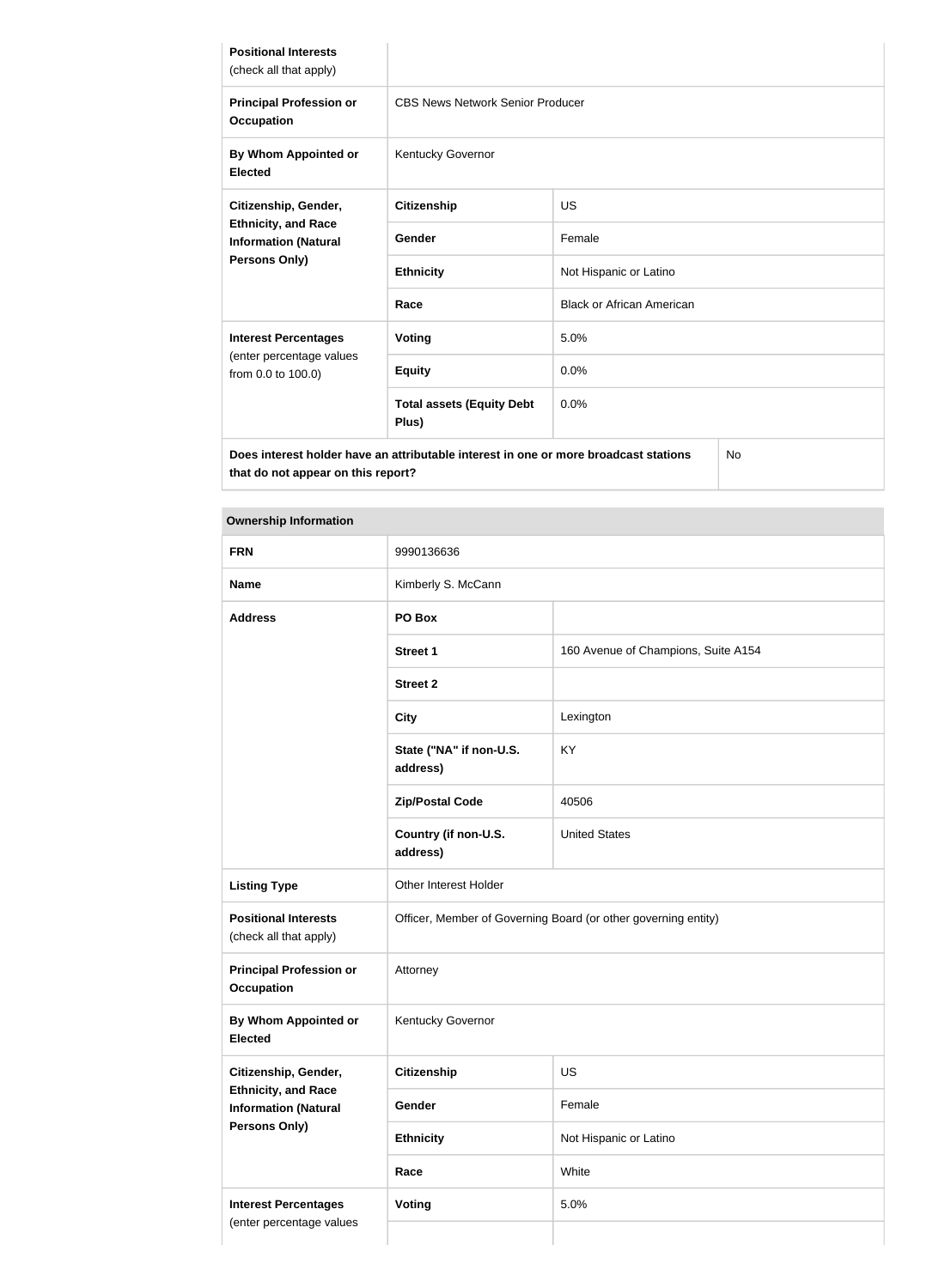| | | |
|---|---|---|
| **Positional Interests** (check all that apply) | | |
| **Principal Profession or Occupation** | CBS News Network Senior Producer | |
| **By Whom Appointed or Elected** | Kentucky Governor | |
| **Citizenship, Gender, Ethnicity, and Race Information (Natural Persons Only)** | **Citizenship** | US |
| | **Gender** | Female |
| | **Ethnicity** | Not Hispanic or Latino |
| | **Race** | Black or African American |
| **Interest Percentages** (enter percentage values from 0.0 to 100.0) | **Voting** | 5.0% |
| | **Equity** | 0.0% |
| | **Total assets (Equity Debt Plus)** | 0.0% |
| **Does interest holder have an attributable interest in one or more broadcast stations that do not appear on this report?** | | No |

**Ownership Information**

| | | |
|---|---|---|
| **FRN** | 9990136636 | |
| **Name** | Kimberly S. McCann | |
| **Address** | **PO Box** | |
| | **Street 1** | 160 Avenue of Champions, Suite A154 |
| | **Street 2** | |
| | **City** | Lexington |
| | **State ("NA" if non-U.S. address)** | KY |
| | **Zip/Postal Code** | 40506 |
| | **Country (if non-U.S. address)** | United States |
| **Listing Type** | Other Interest Holder | |
| **Positional Interests** (check all that apply) | Officer, Member of Governing Board (or other governing entity) | |
| **Principal Profession or Occupation** | Attorney | |
| **By Whom Appointed or Elected** | Kentucky Governor | |
| **Citizenship, Gender, Ethnicity, and Race Information (Natural Persons Only)** | **Citizenship** | US |
| | **Gender** | Female |
| | **Ethnicity** | Not Hispanic or Latino |
| | **Race** | White |
| **Interest Percentages** (enter percentage values | **Voting** | 5.0% |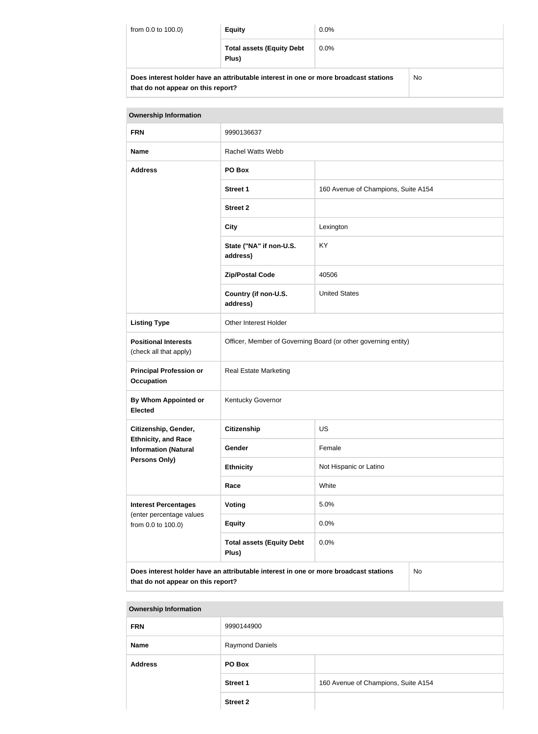| from 0.0 to 100.0) | Equity | 0.0% |
|---|---|---|
| | Total assets (Equity Debt Plus) | 0.0% |
| Does interest holder have an attributable interest in one or more broadcast stations that do not appear on this report? | | No |

| Ownership Information | | |
|---|---|---|
| FRN | 9990136637 | |
| Name | Rachel Watts Webb | |
| Address | PO Box | |
| | Street 1 | 160 Avenue of Champions, Suite A154 |
| | Street 2 | |
| | City | Lexington |
| | State ("NA" if non-U.S. address) | KY |
| | Zip/Postal Code | 40506 |
| | Country (if non-U.S. address) | United States |
| Listing Type | Other Interest Holder | |
| Positional Interests (check all that apply) | Officer, Member of Governing Board (or other governing entity) | |
| Principal Profession or Occupation | Real Estate Marketing | |
| By Whom Appointed or Elected | Kentucky Governor | |
| Citizenship, Gender, Ethnicity, and Race Information (Natural Persons Only) | Citizenship | US |
| | Gender | Female |
| | Ethnicity | Not Hispanic or Latino |
| | Race | White |
| Interest Percentages (enter percentage values from 0.0 to 100.0) | Voting | 5.0% |
| | Equity | 0.0% |
| | Total assets (Equity Debt Plus) | 0.0% |
| Does interest holder have an attributable interest in one or more broadcast stations that do not appear on this report? | | No |

| Ownership Information | | |
|---|---|---|
| FRN | 9990144900 | |
| Name | Raymond Daniels | |
| Address | PO Box | |
| | Street 1 | 160 Avenue of Champions, Suite A154 |
| | Street 2 | |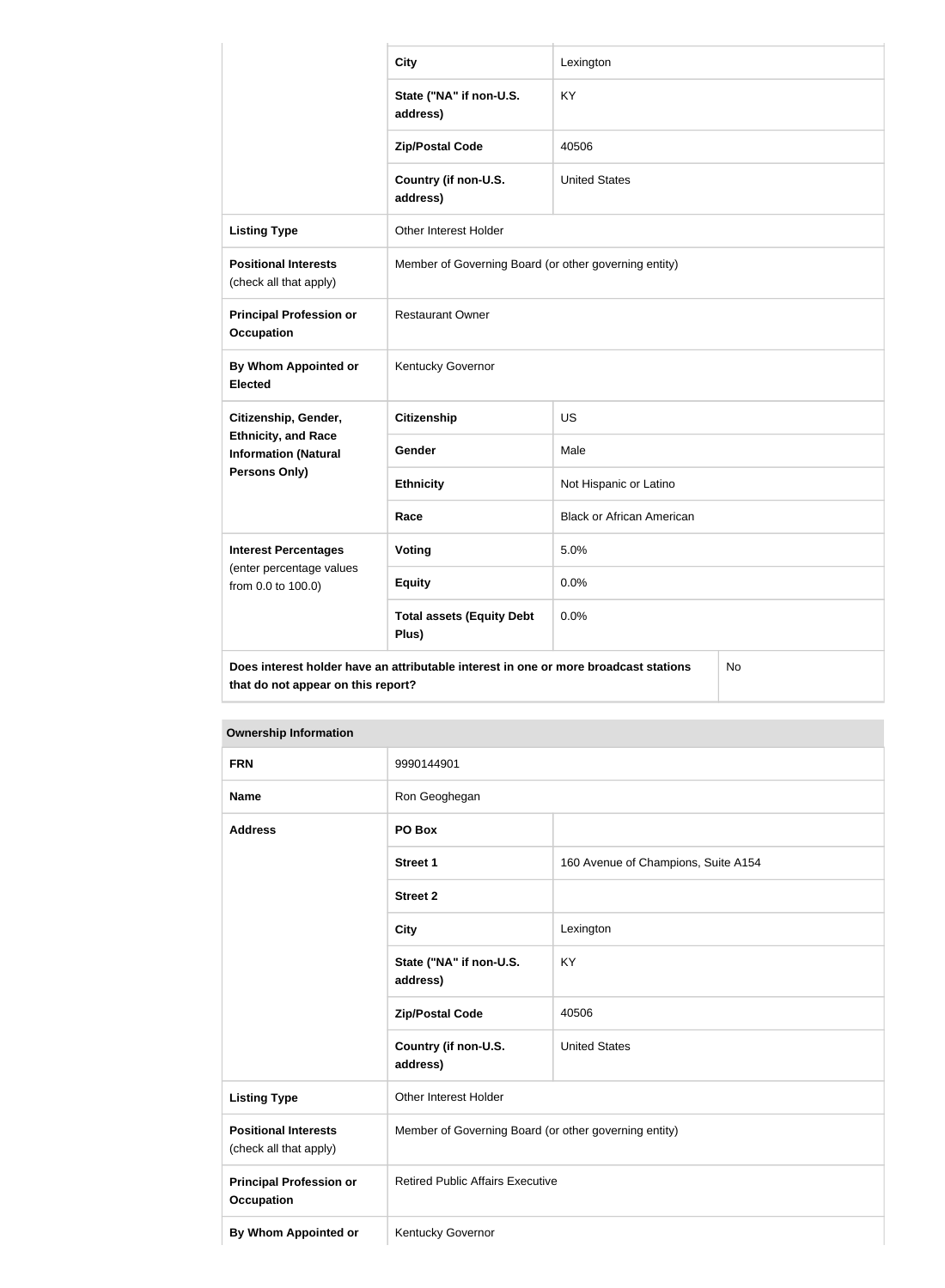| | | |
|---|---|---|
| | **City** | Lexington |
| | **State ("NA" if non-U.S. address)** | KY |
| | **Zip/Postal Code** | 40506 |
| | **Country (if non-U.S. address)** | United States |
| **Listing Type** | Other Interest Holder | |
| **Positional Interests** (check all that apply) | Member of Governing Board (or other governing entity) | |
| **Principal Profession or Occupation** | Restaurant Owner | |
| **By Whom Appointed or Elected** | Kentucky Governor | |
| **Citizenship, Gender, Ethnicity, and Race Information (Natural Persons Only)** | **Citizenship** | US |
| | **Gender** | Male |
| | **Ethnicity** | Not Hispanic or Latino |
| | **Race** | Black or African American |
| **Interest Percentages** (enter percentage values from 0.0 to 100.0) | **Voting** | 5.0% |
| | **Equity** | 0.0% |
| | **Total assets (Equity Debt Plus)** | 0.0% |
| **Does interest holder have an attributable interest in one or more broadcast stations that do not appear on this report?** | | No |

| **Ownership Information** | | |
|---|---|---|
| **FRN** | 9990144901 | |
| **Name** | Ron Geoghegan | |
| **Address** | **PO Box** | |
| | **Street 1** | 160 Avenue of Champions, Suite A154 |
| | **Street 2** | |
| | **City** | Lexington |
| | **State ("NA" if non-U.S. address)** | KY |
| | **Zip/Postal Code** | 40506 |
| | **Country (if non-U.S. address)** | United States |
| **Listing Type** | Other Interest Holder | |
| **Positional Interests** (check all that apply) | Member of Governing Board (or other governing entity) | |
| **Principal Profession or Occupation** | Retired Public Affairs Executive | |
| **By Whom Appointed or** | Kentucky Governor | |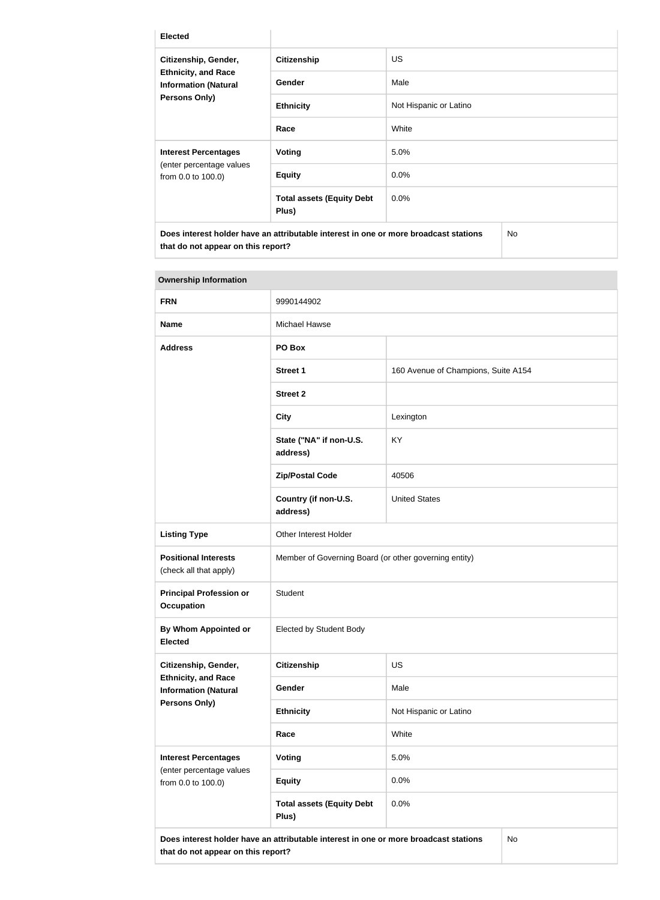| Elected | | |
|---|---|---|
| **Citizenship, Gender, Ethnicity, and Race Information (Natural Persons Only)** | **Citizenship** | US |
| | **Gender** | Male |
| | **Ethnicity** | Not Hispanic or Latino |
| | **Race** | White |
| **Interest Percentages** (enter percentage values from 0.0 to 100.0) | **Voting** | 5.0% |
| | **Equity** | 0.0% |
| | **Total assets (Equity Debt Plus)** | 0.0% |
| **Does interest holder have an attributable interest in one or more broadcast stations that do not appear on this report?** | | No |

| Ownership Information | | |
|---|---|---|
| **FRN** | 9990144902 | |
| **Name** | Michael Hawse | |
| **Address** | **PO Box** | |
| | **Street 1** | 160 Avenue of Champions, Suite A154 |
| | **Street 2** | |
| | **City** | Lexington |
| | **State ("NA" if non-U.S. address)** | KY |
| | **Zip/Postal Code** | 40506 |
| | **Country (if non-U.S. address)** | United States |
| **Listing Type** | Other Interest Holder | |
| **Positional Interests** (check all that apply) | Member of Governing Board (or other governing entity) | |
| **Principal Profession or Occupation** | Student | |
| **By Whom Appointed or Elected** | Elected by Student Body | |
| **Citizenship, Gender, Ethnicity, and Race Information (Natural Persons Only)** | **Citizenship** | US |
| | **Gender** | Male |
| | **Ethnicity** | Not Hispanic or Latino |
| | **Race** | White |
| **Interest Percentages** (enter percentage values from 0.0 to 100.0) | **Voting** | 5.0% |
| | **Equity** | 0.0% |
| | **Total assets (Equity Debt Plus)** | 0.0% |
| **Does interest holder have an attributable interest in one or more broadcast stations that do not appear on this report?** | | No |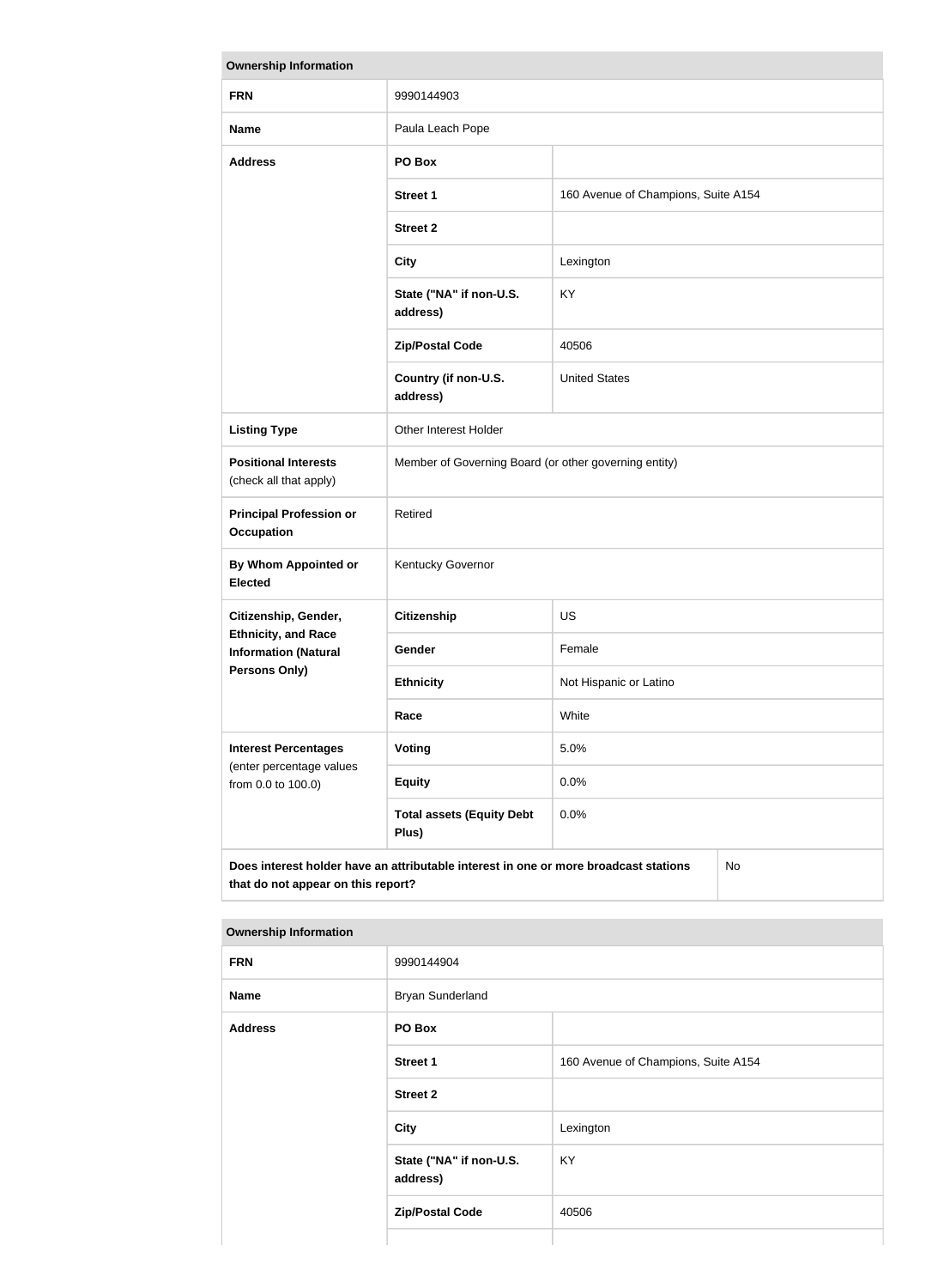| Ownership Information | | |
|---|---|---|
| **FRN** | 9990144903 | |
| **Name** | Paula Leach Pope | |
| **Address** | **PO Box** | |
| | **Street 1** | 160 Avenue of Champions, Suite A154 |
| | **Street 2** | |
| | **City** | Lexington |
| | **State ("NA" if non-U.S. address)** | KY |
| | **Zip/Postal Code** | 40506 |
| | **Country (if non-U.S. address)** | United States |
| **Listing Type** | Other Interest Holder | |
| **Positional Interests** (check all that apply) | Member of Governing Board (or other governing entity) | |
| **Principal Profession or Occupation** | Retired | |
| **By Whom Appointed or Elected** | Kentucky Governor | |
| **Citizenship, Gender, Ethnicity, and Race Information (Natural Persons Only)** | **Citizenship** | US |
| | **Gender** | Female |
| | **Ethnicity** | Not Hispanic or Latino |
| | **Race** | White |
| **Interest Percentages** (enter percentage values from 0.0 to 100.0) | **Voting** | 5.0% |
| | **Equity** | 0.0% |
| | **Total assets (Equity Debt Plus)** | 0.0% |
| **Does interest holder have an attributable interest in one or more broadcast stations that do not appear on this report?** | | No |

| Ownership Information | | |
|---|---|---|
| **FRN** | 9990144904 | |
| **Name** | Bryan Sunderland | |
| **Address** | **PO Box** | |
| | **Street 1** | 160 Avenue of Champions, Suite A154 |
| | **Street 2** | |
| | **City** | Lexington |
| | **State ("NA" if non-U.S. address)** | KY |
| | **Zip/Postal Code** | 40506 |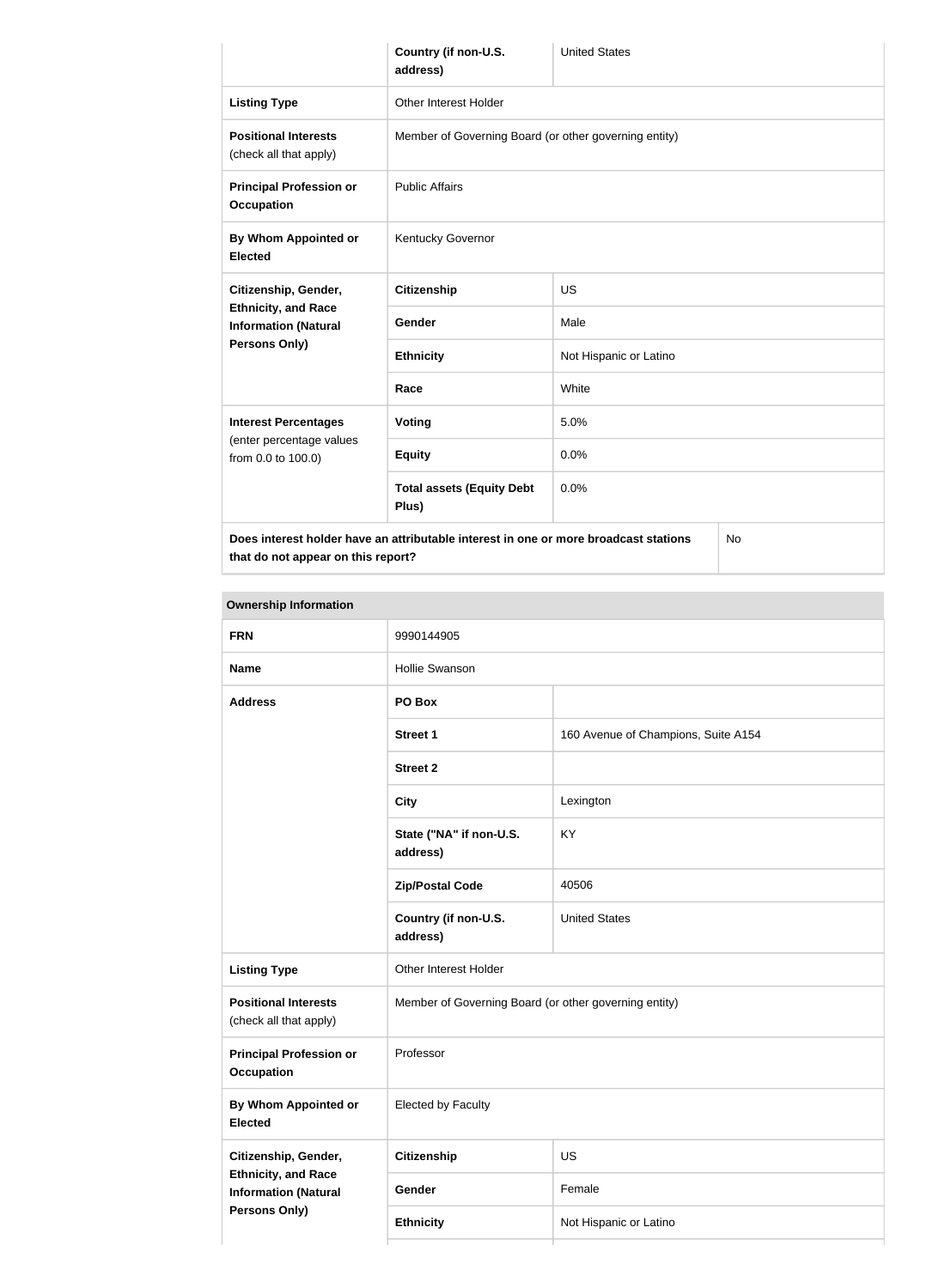| | Country (if non-U.S. address) | United States |
|---|---|---|
| **Listing Type** | Other Interest Holder | |
| **Positional Interests** (check all that apply) | Member of Governing Board (or other governing entity) | |
| **Principal Profession or Occupation** | Public Affairs | |
| **By Whom Appointed or Elected** | Kentucky Governor | |
| **Citizenship, Gender, Ethnicity, and Race Information (Natural Persons Only)** | **Citizenship** | US |
| | **Gender** | Male |
| | **Ethnicity** | Not Hispanic or Latino |
| | **Race** | White |
| **Interest Percentages** (enter percentage values from 0.0 to 100.0) | **Voting** | 5.0% |
| | **Equity** | 0.0% |
| | **Total assets (Equity Debt Plus)** | 0.0% |
| **Does interest holder have an attributable interest in one or more broadcast stations that do not appear on this report?** | | No |

| Ownership Information | | |
|---|---|---|
| **FRN** | 9990144905 | |
| **Name** | Hollie Swanson | |
| **Address** | **PO Box** | |
| | **Street 1** | 160 Avenue of Champions, Suite A154 |
| | **Street 2** | |
| | **City** | Lexington |
| | **State ("NA" if non-U.S. address)** | KY |
| | **Zip/Postal Code** | 40506 |
| | **Country (if non-U.S. address)** | United States |
| **Listing Type** | Other Interest Holder | |
| **Positional Interests** (check all that apply) | Member of Governing Board (or other governing entity) | |
| **Principal Profession or Occupation** | Professor | |
| **By Whom Appointed or Elected** | Elected by Faculty | |
| **Citizenship, Gender, Ethnicity, and Race Information (Natural Persons Only)** | **Citizenship** | US |
| | **Gender** | Female |
| | **Ethnicity** | Not Hispanic or Latino |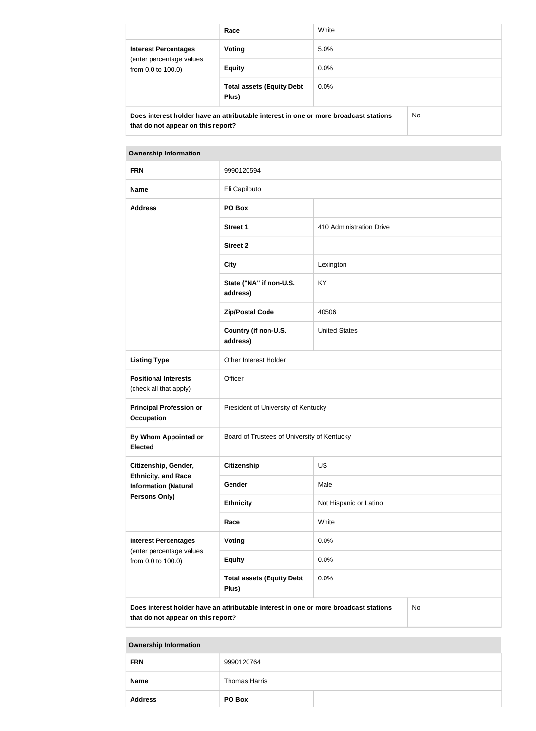| | | |
|---|---|---|
| | **Race** | White |
| **Interest Percentages** (enter percentage values from 0.0 to 100.0) | **Voting** | 5.0% |
| | **Equity** | 0.0% |
| | **Total assets (Equity Debt Plus)** | 0.0% |
| **Does interest holder have an attributable interest in one or more broadcast stations that do not appear on this report?** | | No |

| **Ownership Information** | | |
|---|---|---|
| **FRN** | 9990120594 | |
| **Name** | Eli Capilouto | |
| **Address** | **PO Box** | |
| | **Street 1** | 410 Administration Drive |
| | **Street 2** | |
| | **City** | Lexington |
| | **State ("NA" if non-U.S. address)** | KY |
| | **Zip/Postal Code** | 40506 |
| | **Country (if non-U.S. address)** | United States |
| **Listing Type** | Other Interest Holder | |
| **Positional Interests** (check all that apply) | Officer | |
| **Principal Profession or Occupation** | President of University of Kentucky | |
| **By Whom Appointed or Elected** | Board of Trustees of University of Kentucky | |
| **Citizenship, Gender, Ethnicity, and Race Information (Natural Persons Only)** | **Citizenship** | US |
| | **Gender** | Male |
| | **Ethnicity** | Not Hispanic or Latino |
| | **Race** | White |
| **Interest Percentages** (enter percentage values from 0.0 to 100.0) | **Voting** | 0.0% |
| | **Equity** | 0.0% |
| | **Total assets (Equity Debt Plus)** | 0.0% |
| **Does interest holder have an attributable interest in one or more broadcast stations that do not appear on this report?** | | No |

| **Ownership Information** | | |
|---|---|---|
| **FRN** | 9990120764 | |
| **Name** | Thomas Harris | |
| **Address** | **PO Box** | |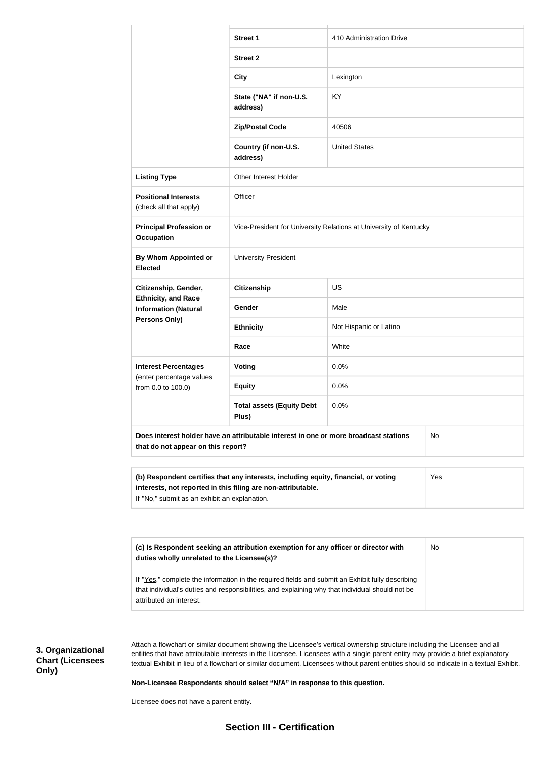| | | |
|---|---|---|
| | **Street 1** | 410 Administration Drive |
| | **Street 2** | |
| | **City** | Lexington |
| | **State ("NA" if non-U.S. address)** | KY |
| | **Zip/Postal Code** | 40506 |
| | **Country (if non-U.S. address)** | United States |
| **Listing Type** | Other Interest Holder | |
| **Positional Interests** (check all that apply) | Officer | |
| **Principal Profession or Occupation** | Vice-President for University Relations at University of Kentucky | |
| **By Whom Appointed or Elected** | University President | |
| **Citizenship, Gender, Ethnicity, and Race Information (Natural Persons Only)** | **Citizenship** | US |
| | **Gender** | Male |
| | **Ethnicity** | Not Hispanic or Latino |
| | **Race** | White |
| **Interest Percentages** (enter percentage values from 0.0 to 100.0) | **Voting** | 0.0% |
| | **Equity** | 0.0% |
| | **Total assets (Equity Debt Plus)** | 0.0% |
| **Does interest holder have an attributable interest in one or more broadcast stations that do not appear on this report?** | | No |

| | |
|---|---|
| **(b) Respondent certifies that any interests, including equity, financial, or voting interests, not reported in this filing are non-attributable.** If "No," submit as an exhibit an explanation. | Yes |

| | |
|---|---|
| **(c) Is Respondent seeking an attribution exemption for any officer or director with duties wholly unrelated to the Licensee(s)?** If "Yes," complete the information in the required fields and submit an Exhibit fully describing that individual's duties and responsibilities, and explaining why that individual should not be attributed an interest. | No |

**3. Organizational Chart (Licensees Only)**

Attach a flowchart or similar document showing the Licensee's vertical ownership structure including the Licensee and all entities that have attributable interests in the Licensee. Licensees with a single parent entity may provide a brief explanatory textual Exhibit in lieu of a flowchart or similar document. Licensees without parent entities should so indicate in a textual Exhibit.

**Non-Licensee Respondents should select "N/A" in response to this question.**

Licensee does not have a parent entity.

## Section III - Certification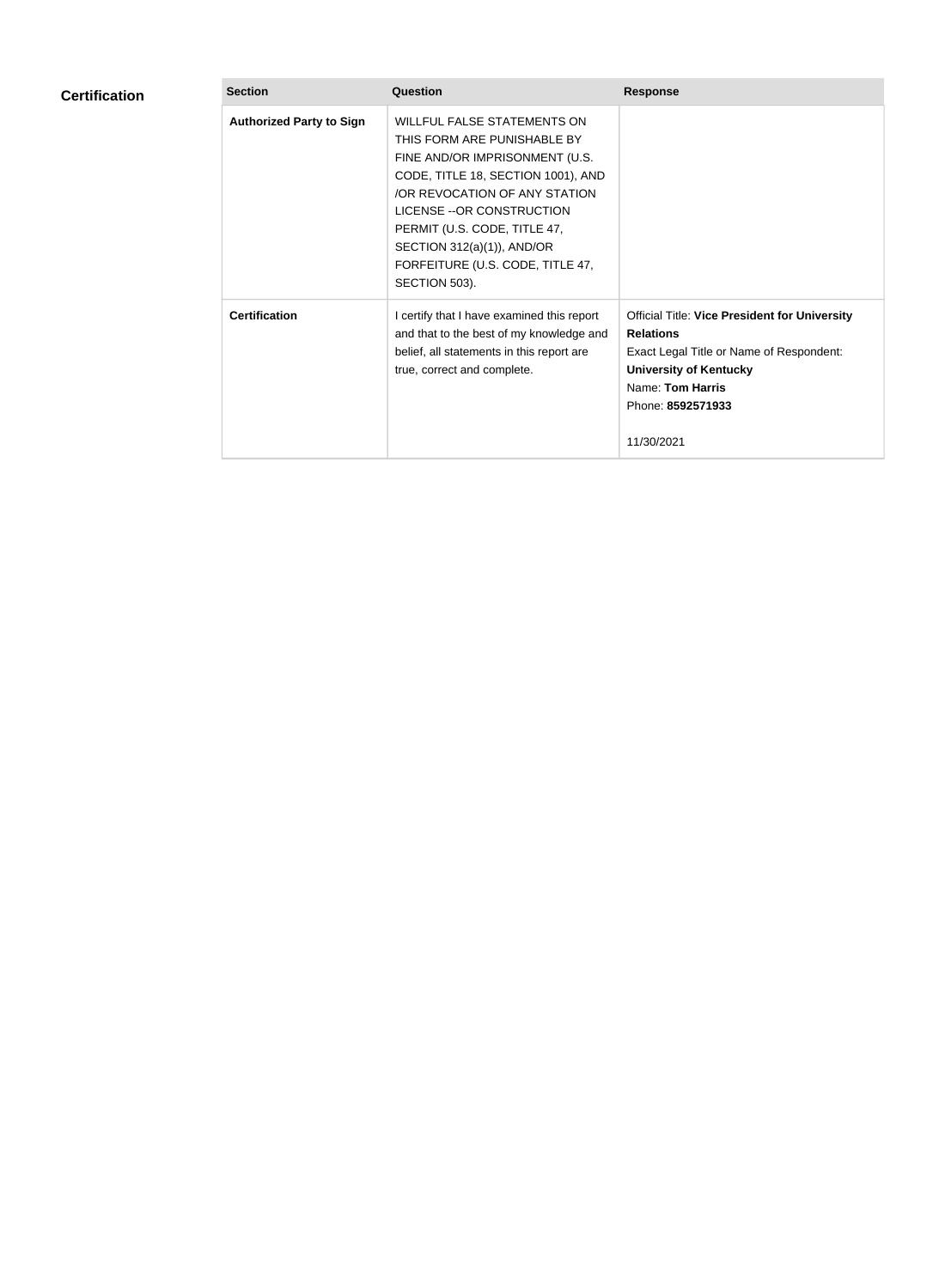## Certification

| Section | Question | Response |
| --- | --- | --- |
| **Authorized Party to Sign** | WILLFUL FALSE STATEMENTS ON THIS FORM ARE PUNISHABLE BY FINE AND/OR IMPRISONMENT (U.S. CODE, TITLE 18, SECTION 1001), AND /OR REVOCATION OF ANY STATION LICENSE --OR CONSTRUCTION PERMIT (U.S. CODE, TITLE 47, SECTION 312(a)(1)), AND/OR FORFEITURE (U.S. CODE, TITLE 47, SECTION 503). | |
| **Certification** | I certify that I have examined this report and that to the best of my knowledge and belief, all statements in this report are true, correct and complete. | Official Title: **Vice President for University Relations**<br>Exact Legal Title or Name of Respondent: **University of Kentucky**<br>Name: **Tom Harris**<br>Phone: **8592571933**<br><br>11/30/2021 |